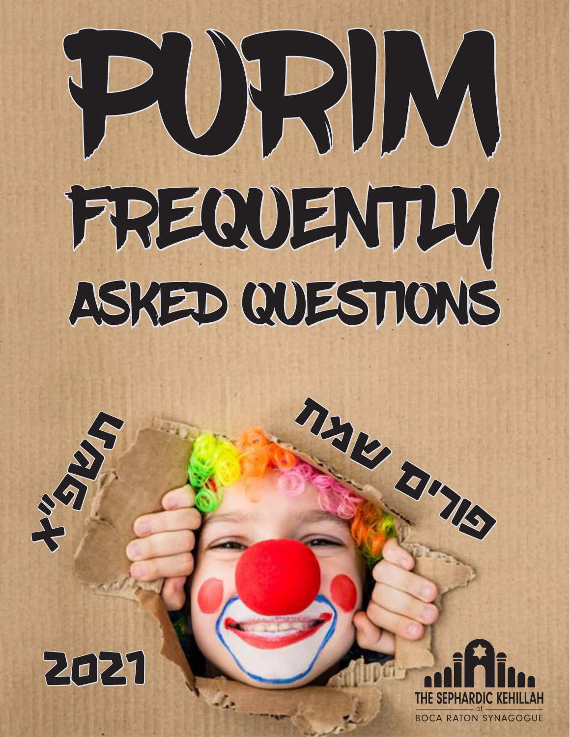# PURIM FREQUENTLY ASKED QUESTIONS

פורים שמח

תשפ"א

2021

THE SEPHARDIC KEHILLAH of BOCA RATON SYNAGOGUE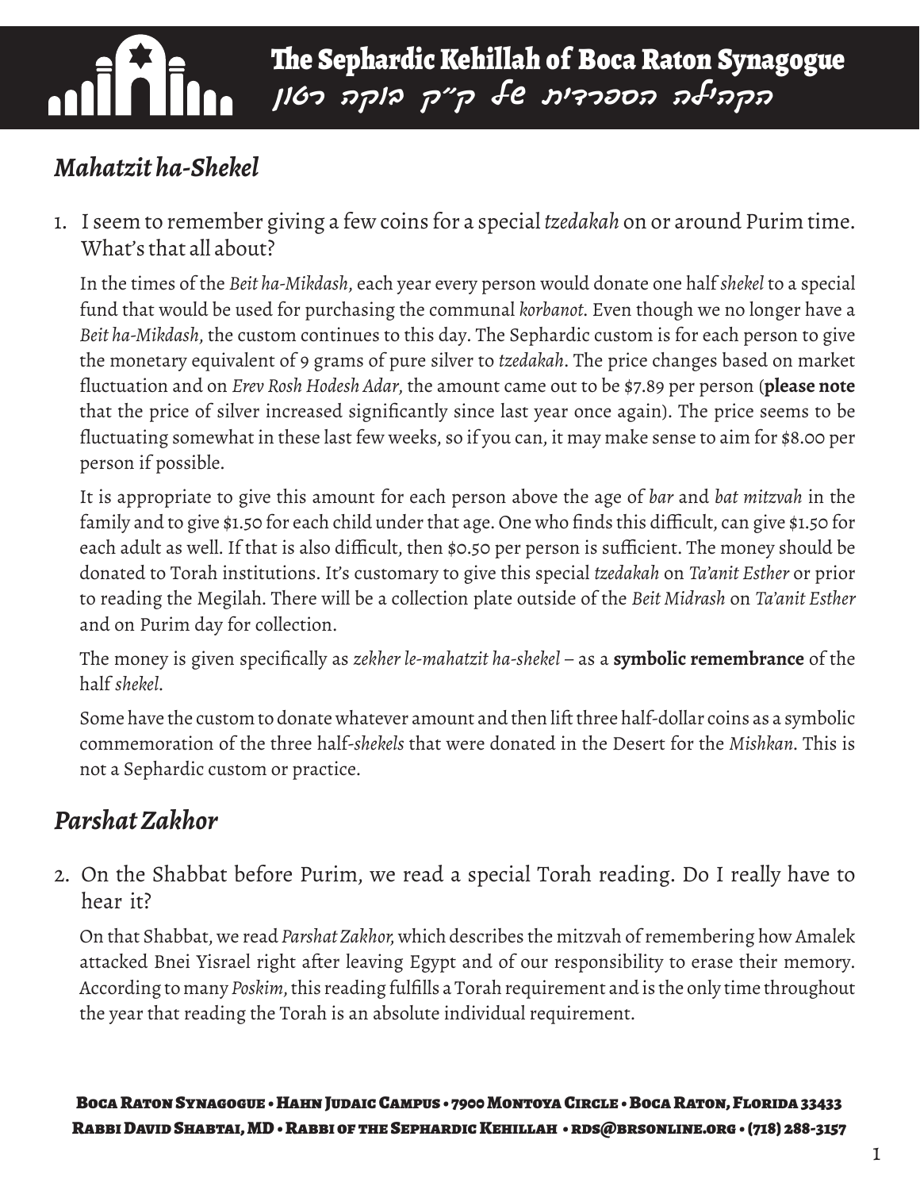## *Mahatzit ha-Shekel*

1. I seem to remember giving a few coins for a special *tzedakah* on or around Purim time. What's that all about?

   In the times of the *Beit ha-Mikdash*, each year every person would donate one half *shekel* to a special fund that would be used for purchasing the communal *korbanot*. Even though we no longer have a *Beit ha-Mikdash*, the custom continues to this day. The Sephardic custom is for each person to give the monetary equivalent of 9 grams of pure silver to *tzedakah*. The price changes based on market fluctuation and on *Erev Rosh Hodesh Adar*, the amount came out to be $7.89 per person (**please note** that the price of silver increased significantly since last year once again). The price seems to be fluctuating somewhat in these last few weeks, so if you can, it may make sense to aim for $8.00 per person if possible.

   It is appropriate to give this amount for each person above the age of *bar* and *bat mitzvah* in the family and to give $1.50 for each child under that age. One who finds this difficult, can give $1.50 for each adult as well. If that is also difficult, then $0.50 per person is sufficient. The money should be donated to Torah institutions. It's customary to give this special *tzedakah* on *Ta'anit Esther* or prior to reading the Megilah. There will be a collection plate outside of the *Beit Midrash* on *Ta'anit Esther* and on Purim day for collection.

   The money is given specifically as *zekher le-mahatzit ha-shekel* – as a **symbolic remembrance** of the half *shekel*.

   Some have the custom to donate whatever amount and then lift three half-dollar coins as a symbolic commemoration of the three half-*shekels* that were donated in the Desert for the *Mishkan*. This is not a Sephardic custom or practice.

## *Parshat Zakhor*

2. On the Shabbat before Purim, we read a special Torah reading. Do I really have to hear it?

   On that Shabbat, we read *Parshat Zakhor*, which describes the mitzvah of remembering how Amalek attacked Bnei Yisrael right after leaving Egypt and of our responsibility to erase their memory. According to many *Poskim*, this reading fulfills a Torah requirement and is the only time throughout the year that reading the Torah is an absolute individual requirement.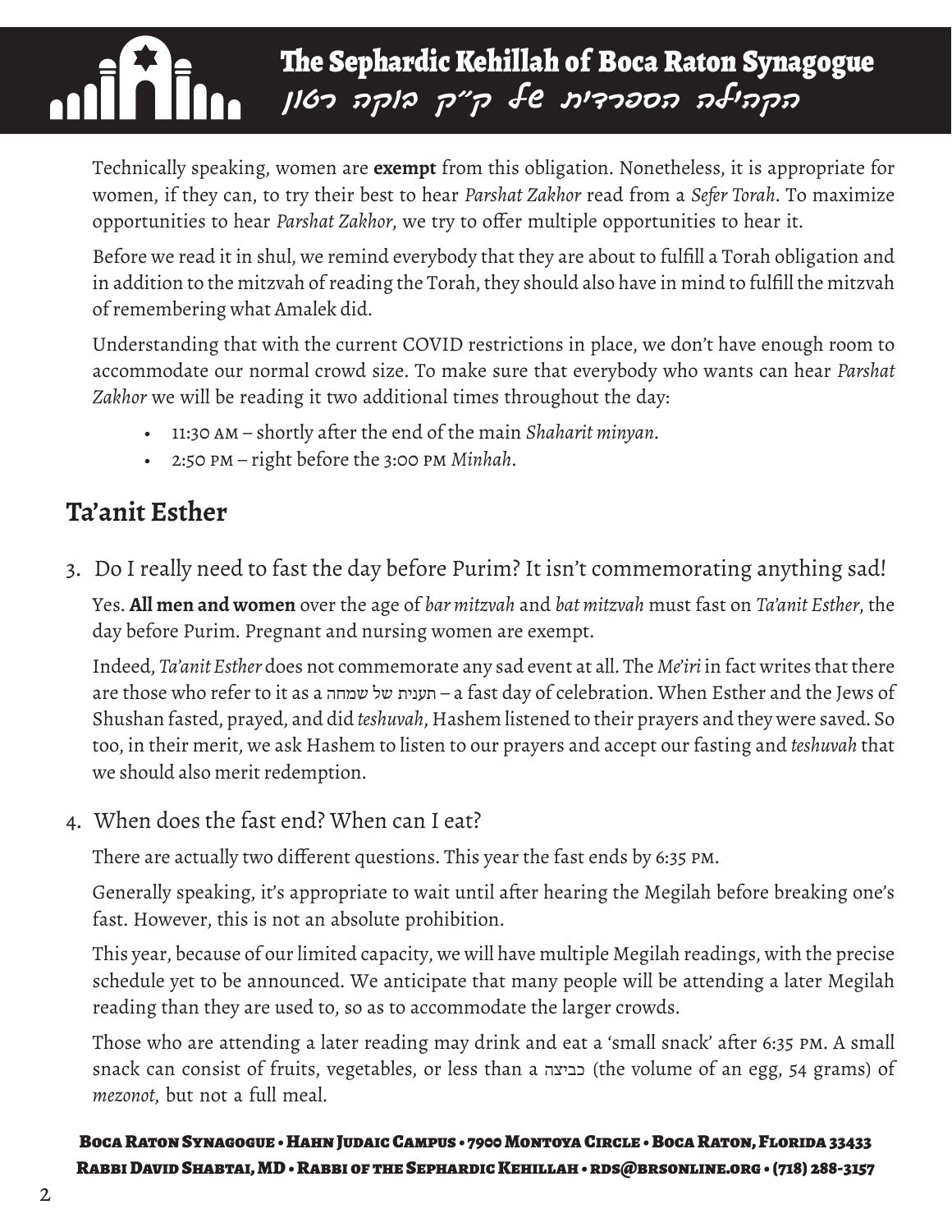Technically speaking, women are **exempt** from this obligation. Nonetheless, it is appropriate for women, if they can, to try their best to hear *Parshat Zakhor* read from a *Sefer Torah*. To maximize opportunities to hear *Parshat Zakhor*, we try to offer multiple opportunities to hear it.

Before we read it in shul, we remind everybody that they are about to fulfill a Torah obligation and in addition to the mitzvah of reading the Torah, they should also have in mind to fulfill the mitzvah of remembering what Amalek did.

Understanding that with the current COVID restrictions in place, we don't have enough room to accommodate our normal crowd size. To make sure that everybody who wants can hear *Parshat Zakhor* we will be reading it two additional times throughout the day:

- 11:30 AM – shortly after the end of the main *Shaharit minyan*.
- 2:50 PM – right before the 3:00 PM *Minhah*.

## Ta'anit Esther

3. Do I really need to fast the day before Purim? It isn't commemorating anything sad!

Yes. **All men and women** over the age of *bar mitzvah* and *bat mitzvah* must fast on *Ta'anit Esther*, the day before Purim. Pregnant and nursing women are exempt.

Indeed, *Ta'anit Esther* does not commemorate any sad event at all. The *Me'iri* in fact writes that there are those who refer to it as a תענית של שמחה – a fast day of celebration. When Esther and the Jews of Shushan fasted, prayed, and did *teshuvah*, Hashem listened to their prayers and they were saved. So too, in their merit, we ask Hashem to listen to our prayers and accept our fasting and *teshuvah* that we should also merit redemption.

4. When does the fast end? When can I eat?

There are actually two different questions. This year the fast ends by 6:35 PM.

Generally speaking, it's appropriate to wait until after hearing the Megilah before breaking one's fast. However, this is not an absolute prohibition.

This year, because of our limited capacity, we will have multiple Megilah readings, with the precise schedule yet to be announced. We anticipate that many people will be attending a later Megilah reading than they are used to, so as to accommodate the larger crowds.

Those who are attending a later reading may drink and eat a 'small snack' after 6:35 PM. A small snack can consist of fruits, vegetables, or less than a כביצה (the volume of an egg, 54 grams) of *mezonot*, but not a full meal.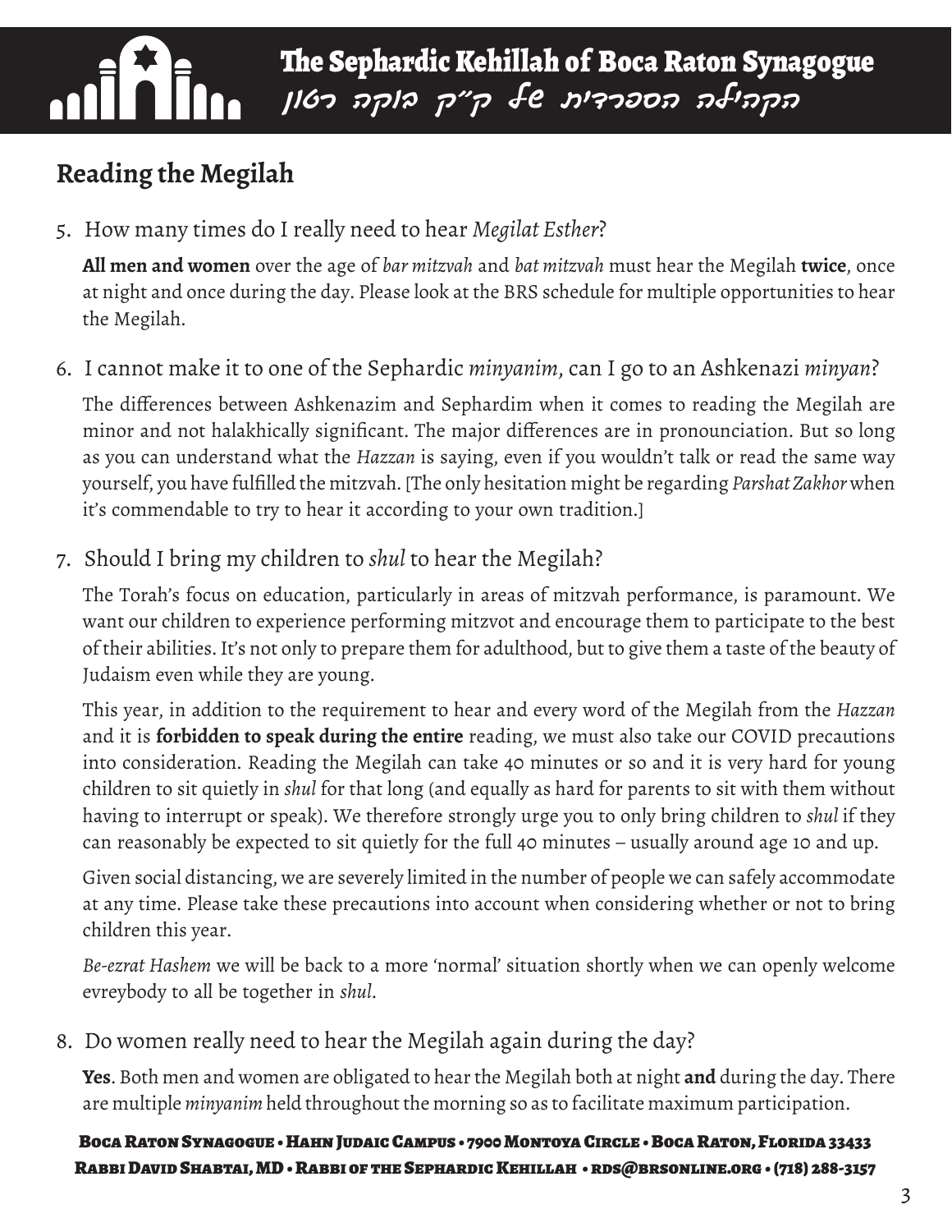## Reading the Megilah

5. How many times do I really need to hear *Megilat Esther*?

   **All men and women** over the age of *bar mitzvah* and *bat mitzvah* must hear the Megilah **twice**, once at night and once during the day. Please look at the BRS schedule for multiple opportunities to hear the Megilah.

6. I cannot make it to one of the Sephardic *minyanim*, can I go to an Ashkenazi *minyan*?

   The differences between Ashkenazim and Sephardim when it comes to reading the Megilah are minor and not halakhically significant. The major differences are in pronounciation. But so long as you can understand what the *Hazzan* is saying, even if you wouldn't talk or read the same way yourself, you have fulfilled the mitzvah. [The only hesitation might be regarding *Parshat Zakhor* when it's commendable to try to hear it according to your own tradition.]

7. Should I bring my children to *shul* to hear the Megilah?

   The Torah's focus on education, particularly in areas of mitzvah performance, is paramount. We want our children to experience performing mitzvot and encourage them to participate to the best of their abilities. It's not only to prepare them for adulthood, but to give them a taste of the beauty of Judaism even while they are young.

   This year, in addition to the requirement to hear and every word of the Megilah from the *Hazzan* and it is **forbidden to speak during the entire** reading, we must also take our COVID precautions into consideration. Reading the Megilah can take 40 minutes or so and it is very hard for young children to sit quietly in *shul* for that long (and equally as hard for parents to sit with them without having to interrupt or speak). We therefore strongly urge you to only bring children to *shul* if they can reasonably be expected to sit quietly for the full 40 minutes – usually around age 10 and up.

   Given social distancing, we are severely limited in the number of people we can safely accommodate at any time. Please take these precautions into account when considering whether or not to bring children this year.

   *Be-ezrat Hashem* we will be back to a more 'normal' situation shortly when we can openly welcome evreybody to all be together in *shul*.

8. Do women really need to hear the Megilah again during the day?

   **Yes**. Both men and women are obligated to hear the Megilah both at night **and** during the day. There are multiple *minyanim* held throughout the morning so as to facilitate maximum participation.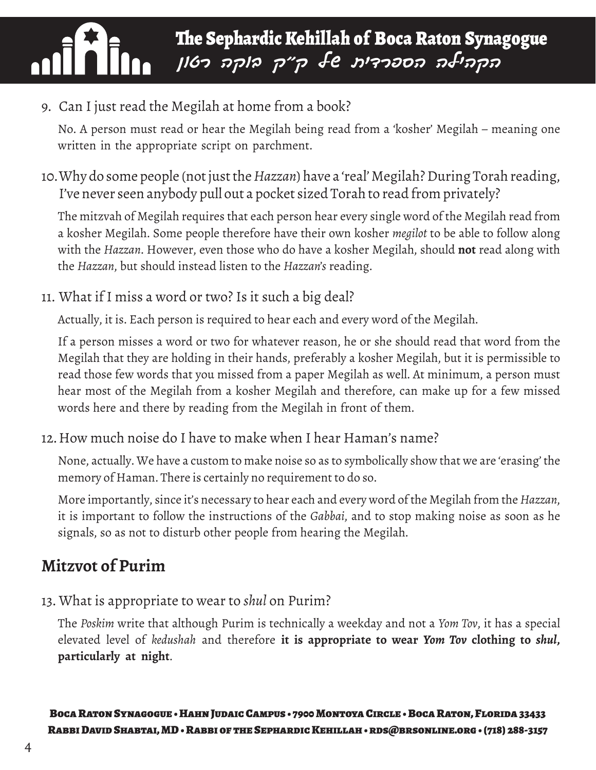9. Can I just read the Megilah at home from a book?

   No. A person must read or hear the Megilah being read from a 'kosher' Megilah – meaning one written in the appropriate script on parchment.

10. Why do some people (not just the *Hazzan*) have a 'real' Megilah? During Torah reading, I've never seen anybody pull out a pocket sized Torah to read from privately?

    The mitzvah of Megilah requires that each person hear every single word of the Megilah read from a kosher Megilah. Some people therefore have their own kosher *megilot* to be able to follow along with the *Hazzan*. However, even those who do have a kosher Megilah, should **not** read along with the *Hazzan*, but should instead listen to the *Hazzan's* reading.

11. What if I miss a word or two? Is it such a big deal?

    Actually, it is. Each person is required to hear each and every word of the Megilah.

    If a person misses a word or two for whatever reason, he or she should read that word from the Megilah that they are holding in their hands, preferably a kosher Megilah, but it is permissible to read those few words that you missed from a paper Megilah as well. At minimum, a person must hear most of the Megilah from a kosher Megilah and therefore, can make up for a few missed words here and there by reading from the Megilah in front of them.

12. How much noise do I have to make when I hear Haman's name?

    None, actually. We have a custom to make noise so as to symbolically show that we are 'erasing' the memory of Haman. There is certainly no requirement to do so.

    More importantly, since it's necessary to hear each and every word of the Megilah from the *Hazzan*, it is important to follow the instructions of the *Gabbai*, and to stop making noise as soon as he signals, so as not to disturb other people from hearing the Megilah.

## Mitzvot of Purim

13. What is appropriate to wear to *shul* on Purim?

    The *Poskim* write that although Purim is technically a weekday and not a *Yom Tov*, it has a special elevated level of *kedushah* and therefore **it is appropriate to wear *Yom Tov* clothing to *shul*, particularly at night**.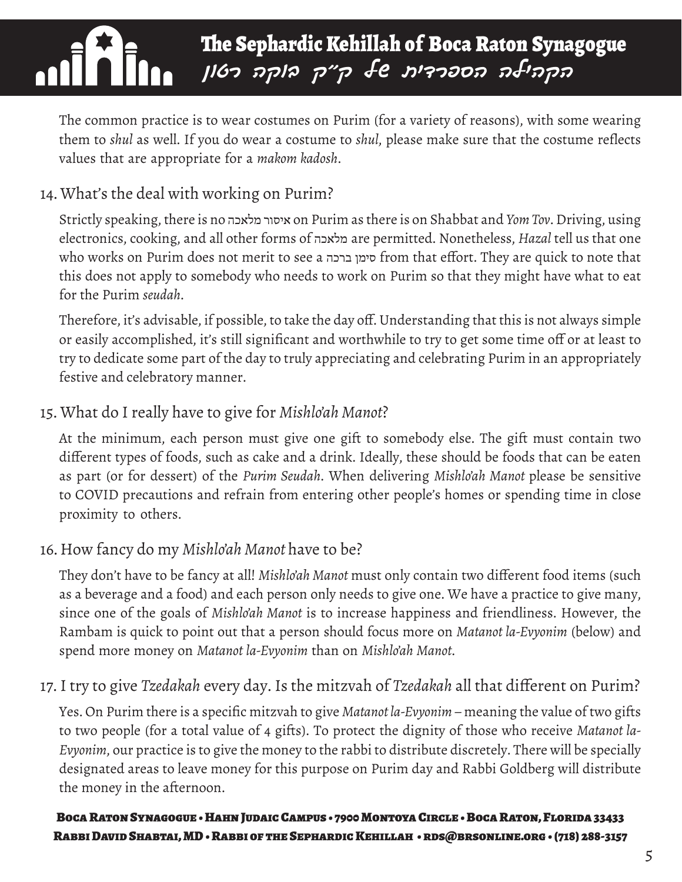The common practice is to wear costumes on Purim (for a variety of reasons), with some wearing them to *shul* as well. If you do wear a costume to *shul*, please make sure that the costume reflects values that are appropriate for a *makom kadosh*.

## 14. What's the deal with working on Purim?

Strictly speaking, there is no איסור מלאכה on Purim as there is on Shabbat and *Yom Tov*. Driving, using electronics, cooking, and all other forms of מלאכה are permitted. Nonetheless, *Hazal* tell us that one who works on Purim does not merit to see a סימן ברכה from that effort. They are quick to note that this does not apply to somebody who needs to work on Purim so that they might have what to eat for the Purim *seudah*.

Therefore, it's advisable, if possible, to take the day off. Understanding that this is not always simple or easily accomplished, it's still significant and worthwhile to try to get some time off or at least to try to dedicate some part of the day to truly appreciating and celebrating Purim in an appropriately festive and celebratory manner.

## 15. What do I really have to give for *Mishlo'ah Manot*?

At the minimum, each person must give one gift to somebody else. The gift must contain two different types of foods, such as cake and a drink. Ideally, these should be foods that can be eaten as part (or for dessert) of the *Purim Seudah*. When delivering *Mishlo'ah Manot* please be sensitive to COVID precautions and refrain from entering other people's homes or spending time in close proximity to others.

## 16. How fancy do my *Mishlo'ah Manot* have to be?

They don't have to be fancy at all! *Mishlo'ah Manot* must only contain two different food items (such as a beverage and a food) and each person only needs to give one. We have a practice to give many, since one of the goals of *Mishlo'ah Manot* is to increase happiness and friendliness. However, the Rambam is quick to point out that a person should focus more on *Matanot la-Evyonim* (below) and spend more money on *Matanot la-Evyonim* than on *Mishlo'ah Manot*.

## 17. I try to give *Tzedakah* every day. Is the mitzvah of *Tzedakah* all that different on Purim?

Yes. On Purim there is a specific mitzvah to give *Matanot la-Evyonim* – meaning the value of two gifts to two people (for a total value of 4 gifts). To protect the dignity of those who receive *Matanot la-Evyonim*, our practice is to give the money to the rabbi to distribute discretely. There will be specially designated areas to leave money for this purpose on Purim day and Rabbi Goldberg will distribute the money in the afternoon.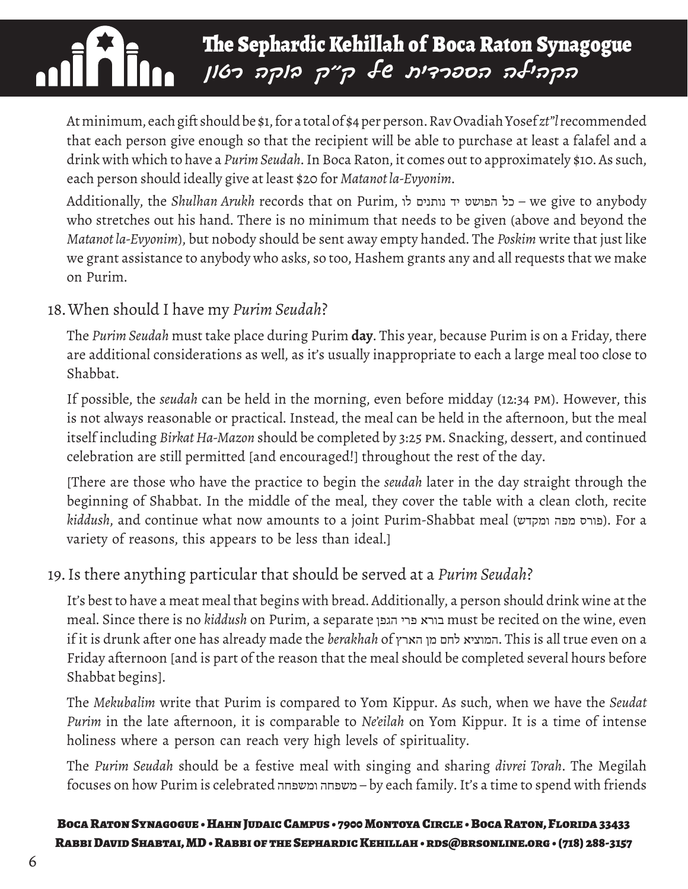At minimum, each gift should be $1, for a total of $4 per person. Rav Ovadiah Yosef *zt"l* recommended that each person give enough so that the recipient will be able to purchase at least a falafel and a drink with which to have a *Purim Seudah*. In Boca Raton, it comes out to approximately $10. As such, each person should ideally give at least $20 for *Matanot la-Evyonim*.

Additionally, the *Shulhan Arukh* records that on Purim, כל הפושט יד נותנים לו – we give to anybody who stretches out his hand. There is no minimum that needs to be given (above and beyond the *Matanot la-Evyonim*), but nobody should be sent away empty handed. The *Poskim* write that just like we grant assistance to anybody who asks, so too, Hashem grants any and all requests that we make on Purim.

## 18. When should I have my *Purim Seudah*?

The *Purim Seudah* must take place during Purim **day**. This year, because Purim is on a Friday, there are additional considerations as well, as it's usually inappropriate to each a large meal too close to Shabbat.

If possible, the *seudah* can be held in the morning, even before midday (12:34 PM). However, this is not always reasonable or practical. Instead, the meal can be held in the afternoon, but the meal itself including *Birkat Ha-Mazon* should be completed by 3:25 PM. Snacking, dessert, and continued celebration are still permitted [and encouraged!] throughout the rest of the day.

[There are those who have the practice to begin the *seudah* later in the day straight through the beginning of Shabbat. In the middle of the meal, they cover the table with a clean cloth, recite *kiddush*, and continue what now amounts to a joint Purim-Shabbat meal (פורס מפה ומקדש). For a variety of reasons, this appears to be less than ideal.]

## 19. Is there anything particular that should be served at a *Purim Seudah*?

It's best to have a meat meal that begins with bread. Additionally, a person should drink wine at the meal. Since there is no *kiddush* on Purim, a separate בורא פרי הגפן must be recited on the wine, even if it is drunk after one has already made the *berakhah* of המוציא לחם מן הארץ. This is all true even on a Friday afternoon [and is part of the reason that the meal should be completed several hours before Shabbat begins].

The *Mekubalim* write that Purim is compared to Yom Kippur. As such, when we have the *Seudat Purim* in the late afternoon, it is comparable to *Ne'eilah* on Yom Kippur. It is a time of intense holiness where a person can reach very high levels of spirituality.

The *Purim Seudah* should be a festive meal with singing and sharing *divrei Torah*. The Megilah focuses on how Purim is celebrated משפחה ומשפחה – by each family. It's a time to spend with friends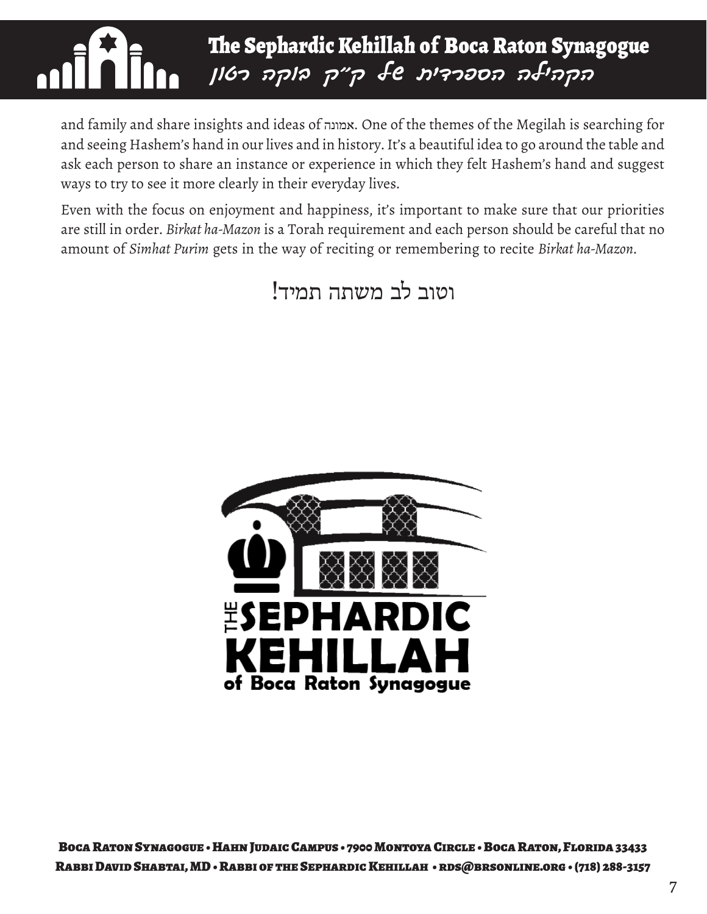and family and share insights and ideas of אמונה. One of the themes of the Megilah is searching for and seeing Hashem's hand in our lives and in history. It's a beautiful idea to go around the table and ask each person to share an instance or experience in which they felt Hashem's hand and suggest ways to try to see it more clearly in their everyday lives.

Even with the focus on enjoyment and happiness, it's important to make sure that our priorities are still in order. *Birkat ha-Mazon* is a Torah requirement and each person should be careful that no amount of *Simhat Purim* gets in the way of reciting or remembering to recite *Birkat ha-Mazon*.

וטוב לב משתה תמיד!